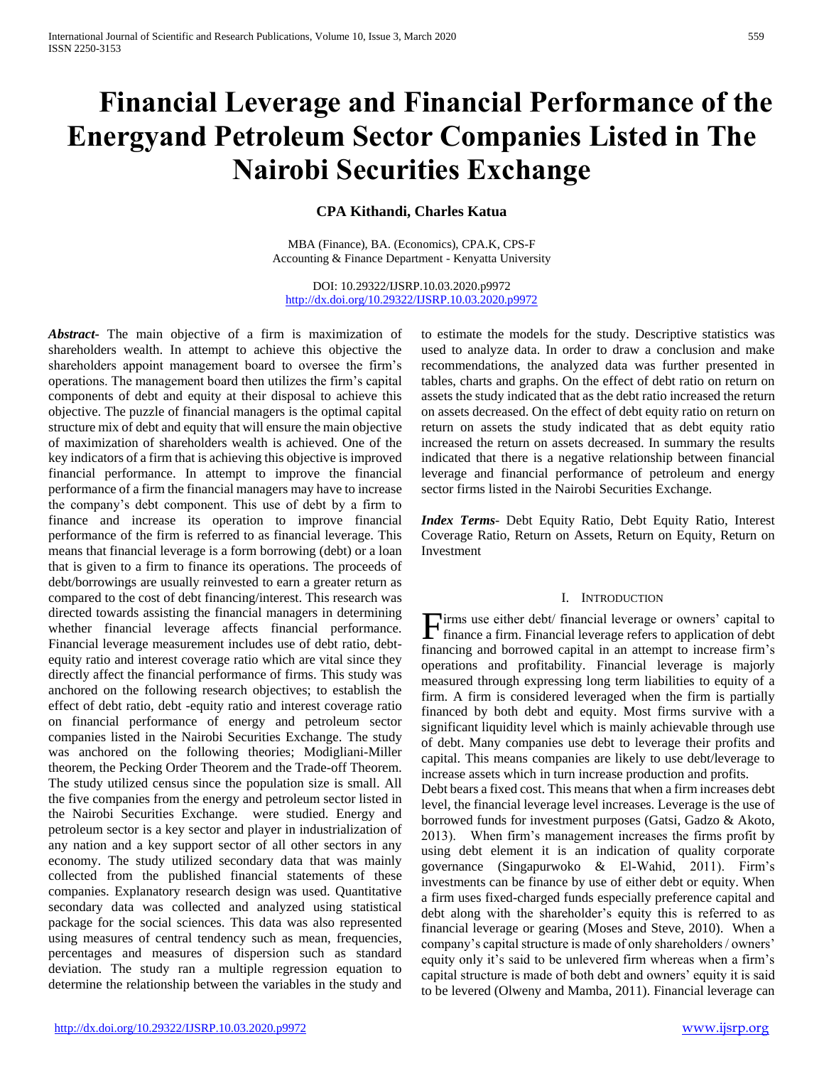# Financial Leverage and Financial Performance of the Energyand Petroleum Sector Companies Listed in The Nairobi Securities Exchange

**CPA Kithandi, Charles Katua**

MBA (Finance), BA. (Economics), CPA.K, CPS-F
Accounting & Finance Department - Kenyatta University

DOI: 10.29322/IJSRP.10.03.2020.p9972
http://dx.doi.org/10.29322/IJSRP.10.03.2020.p9972

***Abstract*-** The main objective of a firm is maximization of shareholders wealth. In attempt to achieve this objective the shareholders appoint management board to oversee the firm's operations. The management board then utilizes the firm's capital components of debt and equity at their disposal to achieve this objective. The puzzle of financial managers is the optimal capital structure mix of debt and equity that will ensure the main objective of maximization of shareholders wealth is achieved. One of the key indicators of a firm that is achieving this objective is improved financial performance. In attempt to improve the financial performance of a firm the financial managers may have to increase the company's debt component. This use of debt by a firm to finance and increase its operation to improve financial performance of the firm is referred to as financial leverage. This means that financial leverage is a form borrowing (debt) or a loan that is given to a firm to finance its operations. The proceeds of debt/borrowings are usually reinvested to earn a greater return as compared to the cost of debt financing/interest. This research was directed towards assisting the financial managers in determining whether financial leverage affects financial performance. Financial leverage measurement includes use of debt ratio, debt-equity ratio and interest coverage ratio which are vital since they directly affect the financial performance of firms. This study was anchored on the following research objectives; to establish the effect of debt ratio, debt -equity ratio and interest coverage ratio on financial performance of energy and petroleum sector companies listed in the Nairobi Securities Exchange. The study was anchored on the following theories; Modigliani-Miller theorem, the Pecking Order Theorem and the Trade-off Theorem. The study utilized census since the population size is small. All the five companies from the energy and petroleum sector listed in the Nairobi Securities Exchange. were studied. Energy and petroleum sector is a key sector and player in industrialization of any nation and a key support sector of all other sectors in any economy. The study utilized secondary data that was mainly collected from the published financial statements of these companies. Explanatory research design was used. Quantitative secondary data was collected and analyzed using statistical package for the social sciences. This data was also represented using measures of central tendency such as mean, frequencies, percentages and measures of dispersion such as standard deviation. The study ran a multiple regression equation to determine the relationship between the variables in the study and to estimate the models for the study. Descriptive statistics was used to analyze data. In order to draw a conclusion and make recommendations, the analyzed data was further presented in tables, charts and graphs. On the effect of debt ratio on return on assets the study indicated that as the debt ratio increased the return on assets decreased. On the effect of debt equity ratio on return on return on assets the study indicated that as debt equity ratio increased the return on assets decreased. In summary the results indicated that there is a negative relationship between financial leverage and financial performance of petroleum and energy sector firms listed in the Nairobi Securities Exchange.

***Index Terms*-** Debt Equity Ratio, Debt Equity Ratio, Interest Coverage Ratio, Return on Assets, Return on Equity, Return on Investment

## I. Introduction

Firms use either debt/ financial leverage or owners' capital to finance a firm. Financial leverage refers to application of debt financing and borrowed capital in an attempt to increase firm's operations and profitability. Financial leverage is majorly measured through expressing long term liabilities to equity of a firm. A firm is considered leveraged when the firm is partially financed by both debt and equity. Most firms survive with a significant liquidity level which is mainly achievable through use of debt. Many companies use debt to leverage their profits and capital. This means companies are likely to use debt/leverage to increase assets which in turn increase production and profits.

Debt bears a fixed cost. This means that when a firm increases debt level, the financial leverage level increases. Leverage is the use of borrowed funds for investment purposes (Gatsi, Gadzo & Akoto, 2013). When firm's management increases the firms profit by using debt element it is an indication of quality corporate governance (Singapurwoko & El-Wahid, 2011). Firm's investments can be finance by use of either debt or equity. When a firm uses fixed-charged funds especially preference capital and debt along with the shareholder's equity this is referred to as financial leverage or gearing (Moses and Steve, 2010). When a company's capital structure is made of only shareholders / owners' equity only it's said to be unlevered firm whereas when a firm's capital structure is made of both debt and owners' equity it is said to be levered (Olweny and Mamba, 2011). Financial leverage can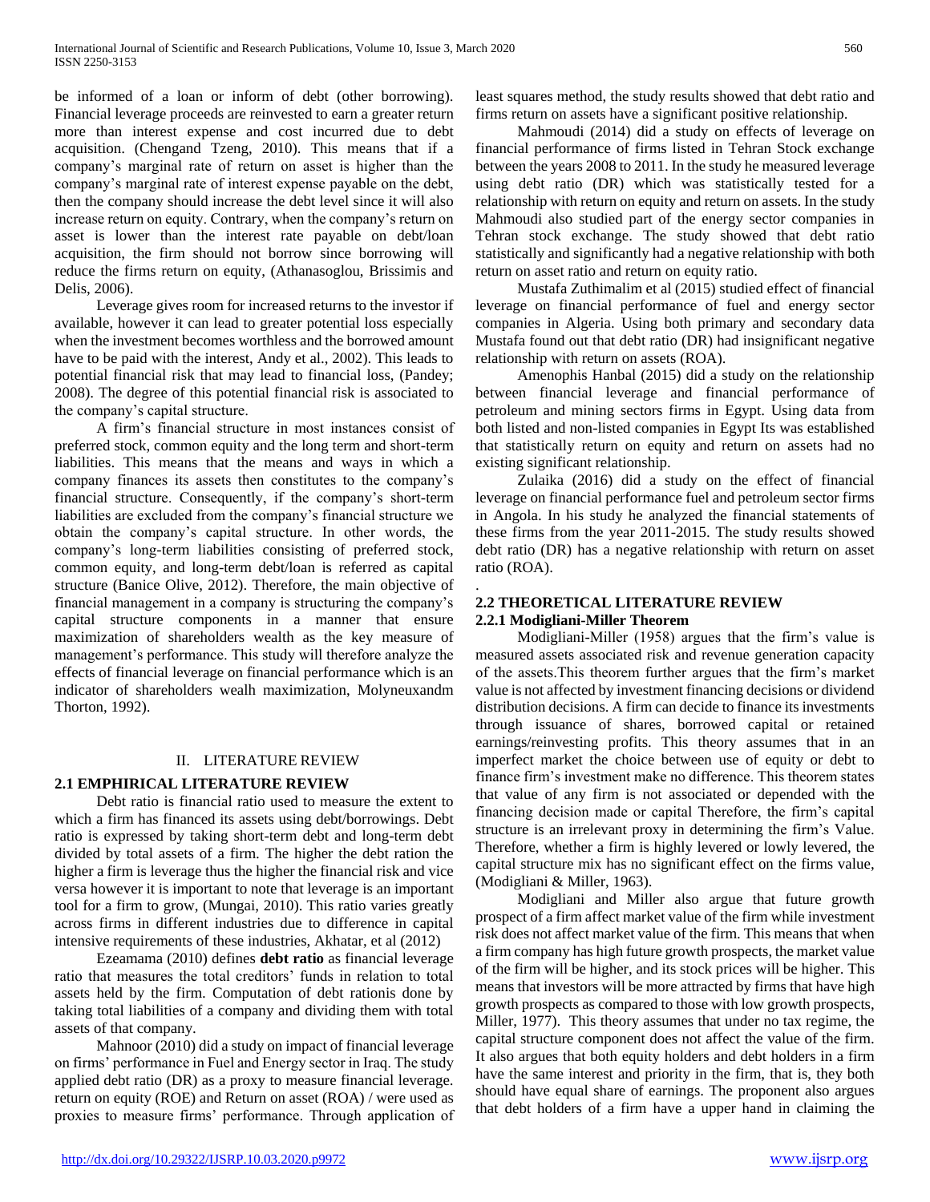be informed of a loan or inform of debt (other borrowing). Financial leverage proceeds are reinvested to earn a greater return more than interest expense and cost incurred due to debt acquisition. (Chengand Tzeng, 2010). This means that if a company's marginal rate of return on asset is higher than the company's marginal rate of interest expense payable on the debt, then the company should increase the debt level since it will also increase return on equity. Contrary, when the company's return on asset is lower than the interest rate payable on debt/loan acquisition, the firm should not borrow since borrowing will reduce the firms return on equity, (Athanasoglou, Brissimis and Delis, 2006).

Leverage gives room for increased returns to the investor if available, however it can lead to greater potential loss especially when the investment becomes worthless and the borrowed amount have to be paid with the interest, Andy et al., 2002). This leads to potential financial risk that may lead to financial loss, (Pandey; 2008). The degree of this potential financial risk is associated to the company's capital structure.

A firm's financial structure in most instances consist of preferred stock, common equity and the long term and short-term liabilities. This means that the means and ways in which a company finances its assets then constitutes to the company's financial structure. Consequently, if the company's short-term liabilities are excluded from the company's financial structure we obtain the company's capital structure. In other words, the company's long-term liabilities consisting of preferred stock, common equity, and long-term debt/loan is referred as capital structure (Banice Olive, 2012). Therefore, the main objective of financial management in a company is structuring the company's capital structure components in a manner that ensure maximization of shareholders wealth as the key measure of management's performance. This study will therefore analyze the effects of financial leverage on financial performance which is an indicator of shareholders wealh maximization, Molyneuxandm Thorton, 1992).

## II. LITERATURE REVIEW

### 2.1 EMPHIRICAL LITERATURE REVIEW

Debt ratio is financial ratio used to measure the extent to which a firm has financed its assets using debt/borrowings. Debt ratio is expressed by taking short-term debt and long-term debt divided by total assets of a firm. The higher the debt ration the higher a firm is leverage thus the higher the financial risk and vice versa however it is important to note that leverage is an important tool for a firm to grow, (Mungai, 2010). This ratio varies greatly across firms in different industries due to difference in capital intensive requirements of these industries, Akhatar, et al (2012)

Ezeamama (2010) defines **debt ratio** as financial leverage ratio that measures the total creditors' funds in relation to total assets held by the firm. Computation of debt rationis done by taking total liabilities of a company and dividing them with total assets of that company.

Mahnoor (2010) did a study on impact of financial leverage on firms' performance in Fuel and Energy sector in Iraq. The study applied debt ratio (DR) as a proxy to measure financial leverage. return on equity (ROE) and Return on asset (ROA) / were used as proxies to measure firms' performance. Through application of least squares method, the study results showed that debt ratio and firms return on assets have a significant positive relationship.

Mahmoudi (2014) did a study on effects of leverage on financial performance of firms listed in Tehran Stock exchange between the years 2008 to 2011. In the study he measured leverage using debt ratio (DR) which was statistically tested for a relationship with return on equity and return on assets. In the study Mahmoudi also studied part of the energy sector companies in Tehran stock exchange. The study showed that debt ratio statistically and significantly had a negative relationship with both return on asset ratio and return on equity ratio.

Mustafa Zuthimalim et al (2015) studied effect of financial leverage on financial performance of fuel and energy sector companies in Algeria. Using both primary and secondary data Mustafa found out that debt ratio (DR) had insignificant negative relationship with return on assets (ROA).

Amenophis Hanbal (2015) did a study on the relationship between financial leverage and financial performance of petroleum and mining sectors firms in Egypt. Using data from both listed and non-listed companies in Egypt Its was established that statistically return on equity and return on assets had no existing significant relationship.

Zulaika (2016) did a study on the effect of financial leverage on financial performance fuel and petroleum sector firms in Angola. In his study he analyzed the financial statements of these firms from the year 2011-2015. The study results showed debt ratio (DR) has a negative relationship with return on asset ratio (ROA).

### 2.2 THEORETICAL LITERATURE REVIEW

#### 2.2.1 Modigliani-Miller Theorem

Modigliani-Miller (1958) argues that the firm's value is measured assets associated risk and revenue generation capacity of the assets.This theorem further argues that the firm's market value is not affected by investment financing decisions or dividend distribution decisions. A firm can decide to finance its investments through issuance of shares, borrowed capital or retained earnings/reinvesting profits. This theory assumes that in an imperfect market the choice between use of equity or debt to finance firm's investment make no difference. This theorem states that value of any firm is not associated or depended with the financing decision made or capital Therefore, the firm's capital structure is an irrelevant proxy in determining the firm's Value. Therefore, whether a firm is highly levered or lowly levered, the capital structure mix has no significant effect on the firms value, (Modigliani & Miller, 1963).

Modigliani and Miller also argue that future growth prospect of a firm affect market value of the firm while investment risk does not affect market value of the firm. This means that when a firm company has high future growth prospects, the market value of the firm will be higher, and its stock prices will be higher. This means that investors will be more attracted by firms that have high growth prospects as compared to those with low growth prospects, Miller, 1977). This theory assumes that under no tax regime, the capital structure component does not affect the value of the firm. It also argues that both equity holders and debt holders in a firm have the same interest and priority in the firm, that is, they both should have equal share of earnings. The proponent also argues that debt holders of a firm have a upper hand in claiming the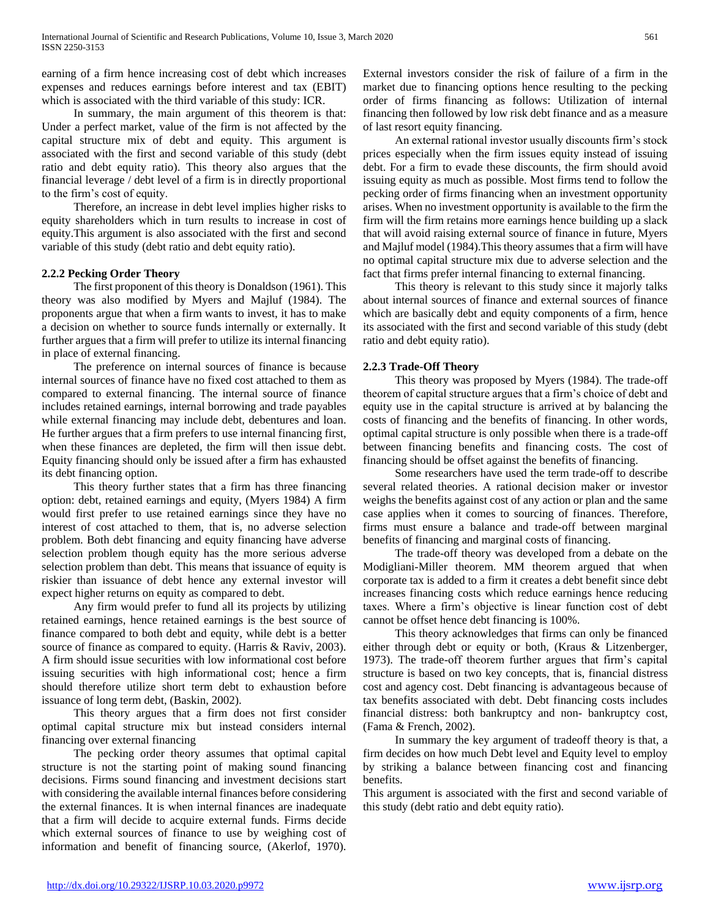earning of a firm hence increasing cost of debt which increases expenses and reduces earnings before interest and tax (EBIT) which is associated with the third variable of this study: ICR.

In summary, the main argument of this theorem is that: Under a perfect market, value of the firm is not affected by the capital structure mix of debt and equity. This argument is associated with the first and second variable of this study (debt ratio and debt equity ratio). This theory also argues that the financial leverage / debt level of a firm is in directly proportional to the firm's cost of equity.

Therefore, an increase in debt level implies higher risks to equity shareholders which in turn results to increase in cost of equity.This argument is also associated with the first and second variable of this study (debt ratio and debt equity ratio).

### 2.2.2 Pecking Order Theory

The first proponent of this theory is Donaldson (1961). This theory was also modified by Myers and Majluf (1984). The proponents argue that when a firm wants to invest, it has to make a decision on whether to source funds internally or externally. It further argues that a firm will prefer to utilize its internal financing in place of external financing.

The preference on internal sources of finance is because internal sources of finance have no fixed cost attached to them as compared to external financing. The internal source of finance includes retained earnings, internal borrowing and trade payables while external financing may include debt, debentures and loan. He further argues that a firm prefers to use internal financing first, when these finances are depleted, the firm will then issue debt. Equity financing should only be issued after a firm has exhausted its debt financing option.

This theory further states that a firm has three financing option: debt, retained earnings and equity, (Myers 1984) A firm would first prefer to use retained earnings since they have no interest of cost attached to them, that is, no adverse selection problem. Both debt financing and equity financing have adverse selection problem though equity has the more serious adverse selection problem than debt. This means that issuance of equity is riskier than issuance of debt hence any external investor will expect higher returns on equity as compared to debt.

Any firm would prefer to fund all its projects by utilizing retained earnings, hence retained earnings is the best source of finance compared to both debt and equity, while debt is a better source of finance as compared to equity. (Harris & Raviv, 2003). A firm should issue securities with low informational cost before issuing securities with high informational cost; hence a firm should therefore utilize short term debt to exhaustion before issuance of long term debt, (Baskin, 2002).

This theory argues that a firm does not first consider optimal capital structure mix but instead considers internal financing over external financing

The pecking order theory assumes that optimal capital structure is not the starting point of making sound financing decisions. Firms sound financing and investment decisions start with considering the available internal finances before considering the external finances. It is when internal finances are inadequate that a firm will decide to acquire external funds. Firms decide which external sources of finance to use by weighing cost of information and benefit of financing source, (Akerlof, 1970). External investors consider the risk of failure of a firm in the market due to financing options hence resulting to the pecking order of firms financing as follows: Utilization of internal financing then followed by low risk debt finance and as a measure of last resort equity financing.

An external rational investor usually discounts firm's stock prices especially when the firm issues equity instead of issuing debt. For a firm to evade these discounts, the firm should avoid issuing equity as much as possible. Most firms tend to follow the pecking order of firms financing when an investment opportunity arises. When no investment opportunity is available to the firm the firm will the firm retains more earnings hence building up a slack that will avoid raising external source of finance in future, Myers and Majluf model (1984).This theory assumes that a firm will have no optimal capital structure mix due to adverse selection and the fact that firms prefer internal financing to external financing.

This theory is relevant to this study since it majorly talks about internal sources of finance and external sources of finance which are basically debt and equity components of a firm, hence its associated with the first and second variable of this study (debt ratio and debt equity ratio).

### 2.2.3 Trade-Off Theory

This theory was proposed by Myers (1984). The trade-off theorem of capital structure argues that a firm's choice of debt and equity use in the capital structure is arrived at by balancing the costs of financing and the benefits of financing. In other words, optimal capital structure is only possible when there is a trade-off between financing benefits and financing costs. The cost of financing should be offset against the benefits of financing.

Some researchers have used the term trade-off to describe several related theories. A rational decision maker or investor weighs the benefits against cost of any action or plan and the same case applies when it comes to sourcing of finances. Therefore, firms must ensure a balance and trade-off between marginal benefits of financing and marginal costs of financing.

The trade-off theory was developed from a debate on the Modigliani-Miller theorem. MM theorem argued that when corporate tax is added to a firm it creates a debt benefit since debt increases financing costs which reduce earnings hence reducing taxes. Where a firm's objective is linear function cost of debt cannot be offset hence debt financing is 100%.

This theory acknowledges that firms can only be financed either through debt or equity or both, (Kraus & Litzenberger, 1973). The trade-off theorem further argues that firm's capital structure is based on two key concepts, that is, financial distress cost and agency cost. Debt financing is advantageous because of tax benefits associated with debt. Debt financing costs includes financial distress: both bankruptcy and non- bankruptcy cost, (Fama & French, 2002).

In summary the key argument of tradeoff theory is that, a firm decides on how much Debt level and Equity level to employ by striking a balance between financing cost and financing benefits.

This argument is associated with the first and second variable of this study (debt ratio and debt equity ratio).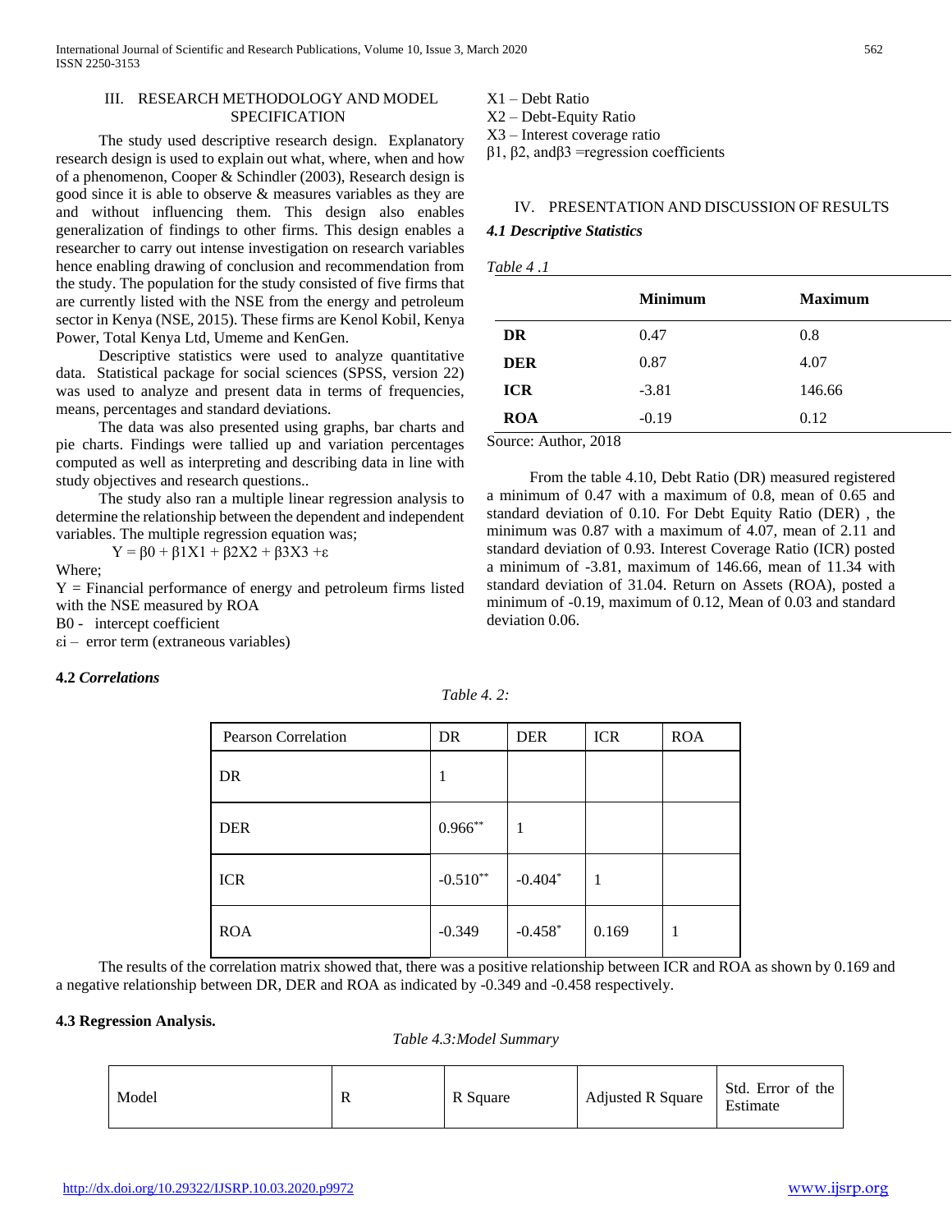## III. RESEARCH METHODOLOGY AND MODEL SPECIFICATION

The study used descriptive research design. Explanatory research design is used to explain out what, where, when and how of a phenomenon, Cooper & Schindler (2003), Research design is good since it is able to observe & measures variables as they are and without influencing them. This design also enables generalization of findings to other firms. This design enables a researcher to carry out intense investigation on research variables hence enabling drawing of conclusion and recommendation from the study. The population for the study consisted of five firms that are currently listed with the NSE from the energy and petroleum sector in Kenya (NSE, 2015). These firms are Kenol Kobil, Kenya Power, Total Kenya Ltd, Umeme and KenGen.

Descriptive statistics were used to analyze quantitative data. Statistical package for social sciences (SPSS, version 22) was used to analyze and present data in terms of frequencies, means, percentages and standard deviations.

The data was also presented using graphs, bar charts and pie charts. Findings were tallied up and variation percentages computed as well as interpreting and describing data in line with study objectives and research questions..

The study also ran a multiple linear regression analysis to determine the relationship between the dependent and independent variables. The multiple regression equation was;

$$Y = \beta 0 + \beta 1X1 + \beta 2X2 + \beta 3X3 + \varepsilon$$

Where;

Y = Financial performance of energy and petroleum firms listed with the NSE measured by ROA

B0 - intercept coefficient

εi – error term (extraneous variables)

X1 – Debt Ratio

X2 – Debt-Equity Ratio

X3 – Interest coverage ratio

β1, β2, andβ3 =regression coefficients

## IV. PRESENTATION AND DISCUSSION OF RESULTS

### *4.1 Descriptive Statistics*

*Table 4 .1*

| | Minimum | Maximum |
|---|---|---|
| **DR** | 0.47 | 0.8 |
| **DER** | 0.87 | 4.07 |
| **ICR** | -3.81 | 146.66 |
| **ROA** | -0.19 | 0.12 |

Source: Author, 2018

From the table 4.10, Debt Ratio (DR) measured registered a minimum of 0.47 with a maximum of 0.8, mean of 0.65 and standard deviation of 0.10. For Debt Equity Ratio (DER) , the minimum was 0.87 with a maximum of 4.07, mean of 2.11 and standard deviation of 0.93. Interest Coverage Ratio (ICR) posted a minimum of -3.81, maximum of 146.66, mean of 11.34 with standard deviation of 31.04. Return on Assets (ROA), posted a minimum of -0.19, maximum of 0.12, Mean of 0.03 and standard deviation 0.06.

### 4.2 *Correlations*

*Table 4. 2:*

| Pearson Correlation | DR | DER | ICR | ROA |
|---|---|---|---|---|
| DR | 1 | | | |
| DER | 0.966** | 1 | | |
| ICR | -0.510** | -0.404* | 1 | |
| ROA | -0.349 | -0.458* | 0.169 | 1 |

The results of the correlation matrix showed that, there was a positive relationship between ICR and ROA as shown by 0.169 and a negative relationship between DR, DER and ROA as indicated by -0.349 and -0.458 respectively.

### 4.3 Regression Analysis.

*Table 4.3:Model Summary*

| Model | R | R Square | Adjusted R Square | Std. Error of the Estimate |
|---|---|---|---|---|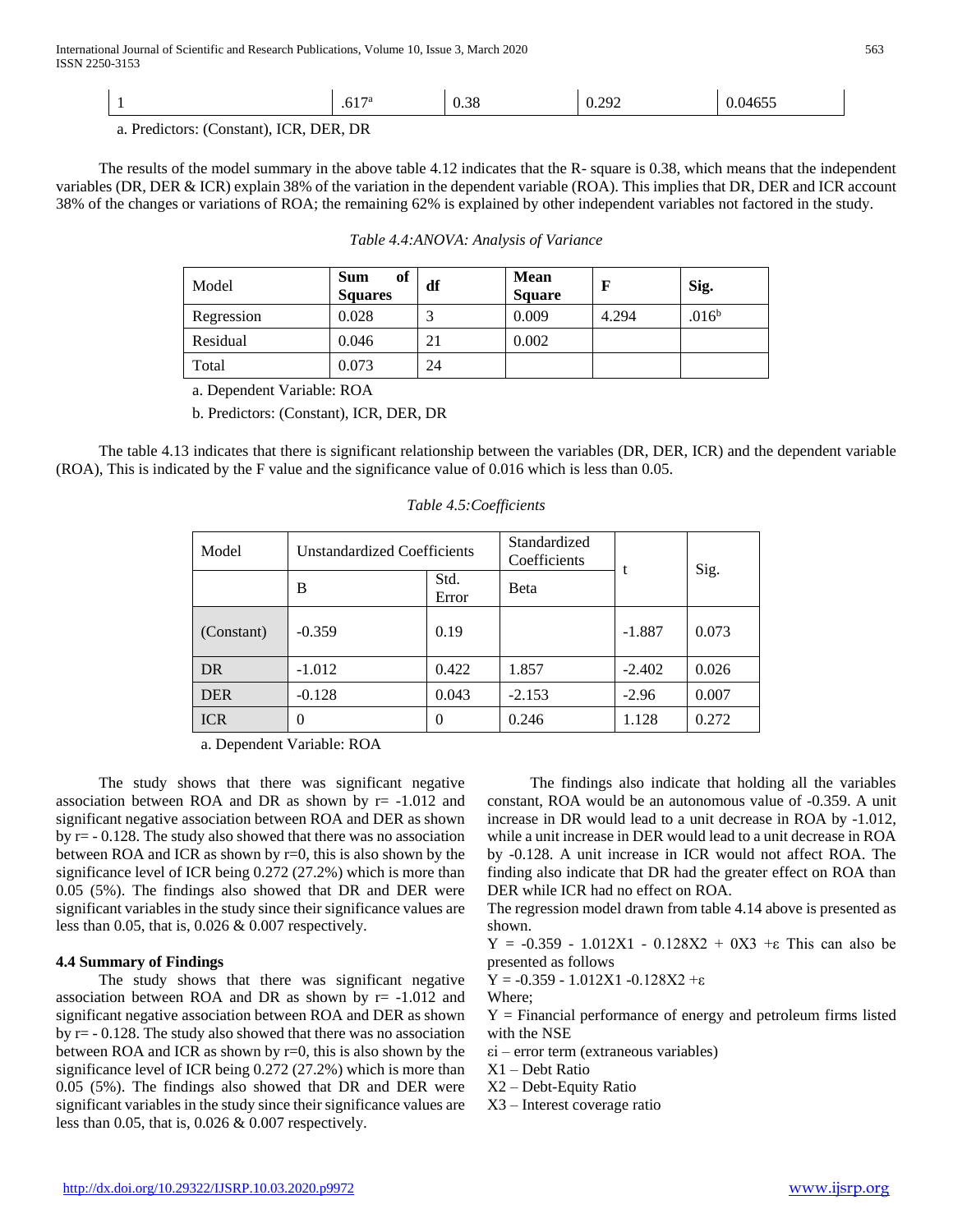| 1 | .617[a] | 0.38 | 0.292 | 0.04655 |
|---|---|---|---|---|

a. Predictors: (Constant), ICR, DER, DR

The results of the model summary in the above table 4.12 indicates that the R- square is 0.38, which means that the independent variables (DR, DER & ICR) explain 38% of the variation in the dependent variable (ROA). This implies that DR, DER and ICR account 38% of the changes or variations of ROA; the remaining 62% is explained by other independent variables not factored in the study.

*Table 4.4:ANOVA: Analysis of Variance*

| Model | **Sum of Squares** | **df** | **Mean Square** | **F** | **Sig.** |
|---|---|---|---|---|---|
| Regression | 0.028 | 3 | 0.009 | 4.294 | .016[b] |
| Residual | 0.046 | 21 | 0.002 | | |
| Total | 0.073 | 24 | | | |

a. Dependent Variable: ROA

b. Predictors: (Constant), ICR, DER, DR

The table 4.13 indicates that there is significant relationship between the variables (DR, DER, ICR) and the dependent variable (ROA), This is indicated by the F value and the significance value of 0.016 which is less than 0.05.

*Table 4.5:Coefficients*

| Model | Unstandardized Coefficients | | Standardized Coefficients | t | Sig. |
|---|---|---|---|---|---|
| | B | Std. Error | Beta | | |
| (Constant) | -0.359 | 0.19 | | -1.887 | 0.073 |
| DR | -1.012 | 0.422 | 1.857 | -2.402 | 0.026 |
| DER | -0.128 | 0.043 | -2.153 | -2.96 | 0.007 |
| ICR | 0 | 0 | 0.246 | 1.128 | 0.272 |

a. Dependent Variable: ROA

The study shows that there was significant negative association between ROA and DR as shown by r= -1.012 and significant negative association between ROA and DER as shown by r= - 0.128. The study also showed that there was no association between ROA and ICR as shown by r=0, this is also shown by the significance level of ICR being 0.272 (27.2%) which is more than 0.05 (5%). The findings also showed that DR and DER were significant variables in the study since their significance values are less than 0.05, that is, 0.026 & 0.007 respectively.

### 4.4 Summary of Findings

The study shows that there was significant negative association between ROA and DR as shown by r= -1.012 and significant negative association between ROA and DER as shown by r= - 0.128. The study also showed that there was no association between ROA and ICR as shown by r=0, this is also shown by the significance level of ICR being 0.272 (27.2%) which is more than 0.05 (5%). The findings also showed that DR and DER were significant variables in the study since their significance values are less than 0.05, that is, 0.026 & 0.007 respectively.

The findings also indicate that holding all the variables constant, ROA would be an autonomous value of -0.359. A unit increase in DR would lead to a unit decrease in ROA by -1.012, while a unit increase in DER would lead to a unit decrease in ROA by -0.128. A unit increase in ICR would not affect ROA. The finding also indicate that DR had the greater effect on ROA than DER while ICR had no effect on ROA.

The regression model drawn from table 4.14 above is presented as shown.

$Y = -0.359 - 1.012X1 - 0.128X2 + 0X3 + \varepsilon$ This can also be presented as follows

$Y = -0.359 - 1.012X1 - 0.128X2 + \varepsilon$

Where;

Y = Financial performance of energy and petroleum firms listed with the NSE

$\varepsilon i$ – error term (extraneous variables)

X1 – Debt Ratio

X2 – Debt-Equity Ratio

X3 – Interest coverage ratio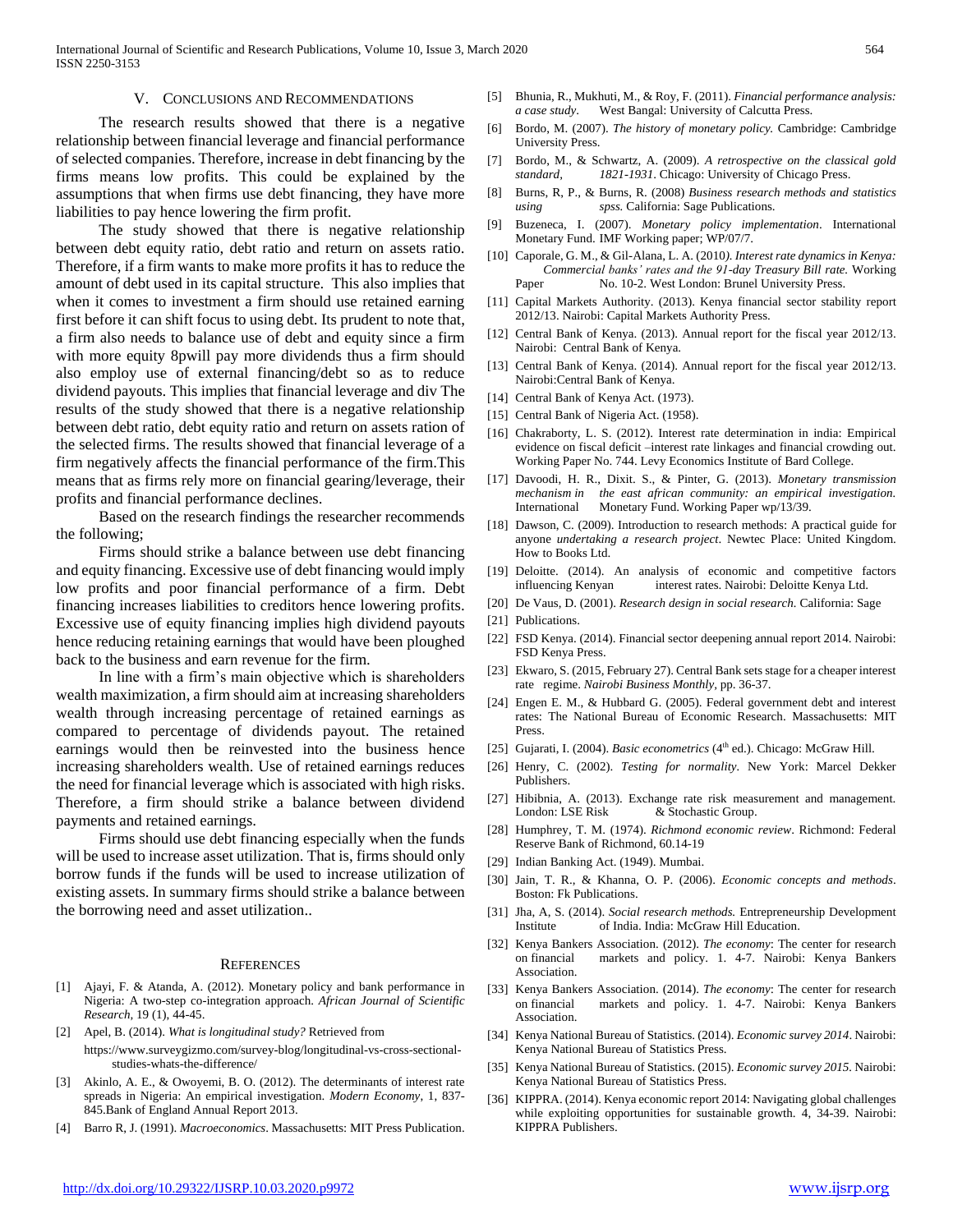## V. Conclusions and Recommendations

The research results showed that there is a negative relationship between financial leverage and financial performance of selected companies. Therefore, increase in debt financing by the firms means low profits. This could be explained by the assumptions that when firms use debt financing, they have more liabilities to pay hence lowering the firm profit.

The study showed that there is negative relationship between debt equity ratio, debt ratio and return on assets ratio. Therefore, if a firm wants to make more profits it has to reduce the amount of debt used in its capital structure. This also implies that when it comes to investment a firm should use retained earning first before it can shift focus to using debt. Its prudent to note that, a firm also needs to balance use of debt and equity since a firm with more equity 8pwill pay more dividends thus a firm should also employ use of external financing/debt so as to reduce dividend payouts. This implies that financial leverage and div The results of the study showed that there is a negative relationship between debt ratio, debt equity ratio and return on assets ration of the selected firms. The results showed that financial leverage of a firm negatively affects the financial performance of the firm.This means that as firms rely more on financial gearing/leverage, their profits and financial performance declines.

Based on the research findings the researcher recommends the following;

Firms should strike a balance between use debt financing and equity financing. Excessive use of debt financing would imply low profits and poor financial performance of a firm. Debt financing increases liabilities to creditors hence lowering profits. Excessive use of equity financing implies high dividend payouts hence reducing retaining earnings that would have been ploughed back to the business and earn revenue for the firm.

In line with a firm's main objective which is shareholders wealth maximization, a firm should aim at increasing shareholders wealth through increasing percentage of retained earnings as compared to percentage of dividends payout. The retained earnings would then be reinvested into the business hence increasing shareholders wealth. Use of retained earnings reduces the need for financial leverage which is associated with high risks. Therefore, a firm should strike a balance between dividend payments and retained earnings.

Firms should use debt financing especially when the funds will be used to increase asset utilization. That is, firms should only borrow funds if the funds will be used to increase utilization of existing assets. In summary firms should strike a balance between the borrowing need and asset utilization..

## References

[1] Ajayi, F. & Atanda, A. (2012). Monetary policy and bank performance in Nigeria: A two-step co-integration approach. *African Journal of Scientific Research,* 19 (1), 44-45.

[2] Apel, B. (2014). *What is longitudinal study?* Retrieved from https://www.surveygizmo.com/survey-blog/longitudinal-vs-cross-sectional-studies-whats-the-difference/

[3] Akinlo, A. E., & Owoyemi, B. O. (2012). The determinants of interest rate spreads in Nigeria: An empirical investigation. *Modern Economy*, 1, 837-845.Bank of England Annual Report 2013.

[4] Barro R, J. (1991). *Macroeconomics*. Massachusetts: MIT Press Publication.

[5] Bhunia, R., Mukhuti, M., & Roy, F. (2011). *Financial performance analysis: a case study*. West Bangal: University of Calcutta Press.

[6] Bordo, M. (2007). *The history of monetary policy.* Cambridge: Cambridge University Press.

[7] Bordo, M., & Schwartz, A. (2009). *A retrospective on the classical gold standard, 1821-1931.* Chicago: University of Chicago Press.

[8] Burns, R, P., & Burns, R. (2008) *Business research methods and statistics using spss.* California: Sage Publications.

[9] Buzeneca, I. (2007). *Monetary policy implementation*. International Monetary Fund. IMF Working paper; WP/07/7.

[10] Caporale, G. M., & Gil-Alana, L. A. (2010*). Interest rate dynamics in Kenya: Commercial banks' rates and the 91-day Treasury Bill rate.* Working Paper No. 10-2. West London: Brunel University Press.

[11] Capital Markets Authority. (2013). Kenya financial sector stability report 2012/13. Nairobi: Capital Markets Authority Press.

[12] Central Bank of Kenya. (2013). Annual report for the fiscal year 2012/13. Nairobi: Central Bank of Kenya.

[13] Central Bank of Kenya. (2014). Annual report for the fiscal year 2012/13. Nairobi:Central Bank of Kenya.

[14] Central Bank of Kenya Act. (1973).

[15] Central Bank of Nigeria Act. (1958).

[16] Chakraborty, L. S. (2012). Interest rate determination in india: Empirical evidence on fiscal deficit –interest rate linkages and financial crowding out. Working Paper No. 744. Levy Economics Institute of Bard College.

[17] Davoodi, H. R., Dixit. S., & Pinter, G. (2013). *Monetary transmission mechanism in the east african community: an empirical investigation.* International Monetary Fund. Working Paper wp/13/39.

[18] Dawson, C. (2009). Introduction to research methods: A practical guide for anyone *undertaking a research project*. Newtec Place: United Kingdom. How to Books Ltd.

[19] Deloitte. (2014). An analysis of economic and competitive factors influencing Kenyan interest rates. Nairobi: Deloitte Kenya Ltd.

[20] De Vaus, D. (2001). *Research design in social research.* California: Sage

[21] Publications.

[22] FSD Kenya. (2014). Financial sector deepening annual report 2014. Nairobi: FSD Kenya Press.

[23] Ekwaro, S. (2015, February 27). Central Bank sets stage for a cheaper interest rate regime. *Nairobi Business Monthly,* pp. 36-37.

[24] Engen E. M., & Hubbard G. (2005). Federal government debt and interest rates: The National Bureau of Economic Research. Massachusetts: MIT Press.

[25] Gujarati, I. (2004). *Basic econometrics* (4th ed.). Chicago: McGraw Hill.

[26] Henry, C. (2002). *Testing for normality*. New York: Marcel Dekker Publishers.

[27] Hibibnia, A. (2013). Exchange rate risk measurement and management. London: LSE Risk & Stochastic Group.

[28] Humphrey, T. M. (1974). *Richmond economic review*. Richmond: Federal Reserve Bank of Richmond, 60.14-19

[29] Indian Banking Act. (1949). Mumbai.

[30] Jain, T. R., & Khanna, O. P. (2006). *Economic concepts and methods*. Boston: Fk Publications.

[31] Jha, A, S. (2014). *Social research methods.* Entrepreneurship Development Institute of India. India: McGraw Hill Education.

[32] Kenya Bankers Association. (2012). *The economy*: The center for research on financial markets and policy. 1. 4-7. Nairobi: Kenya Bankers Association.

[33] Kenya Bankers Association. (2014). *The economy*: The center for research on financial markets and policy. 1. 4-7. Nairobi: Kenya Bankers Association.

[34] Kenya National Bureau of Statistics. (2014). *Economic survey 2014*. Nairobi: Kenya National Bureau of Statistics Press.

[35] Kenya National Bureau of Statistics. (2015). *Economic survey 2015*. Nairobi: Kenya National Bureau of Statistics Press.

[36] KIPPRA. (2014). Kenya economic report 2014: Navigating global challenges while exploiting opportunities for sustainable growth. 4, 34-39. Nairobi: KIPPRA Publishers.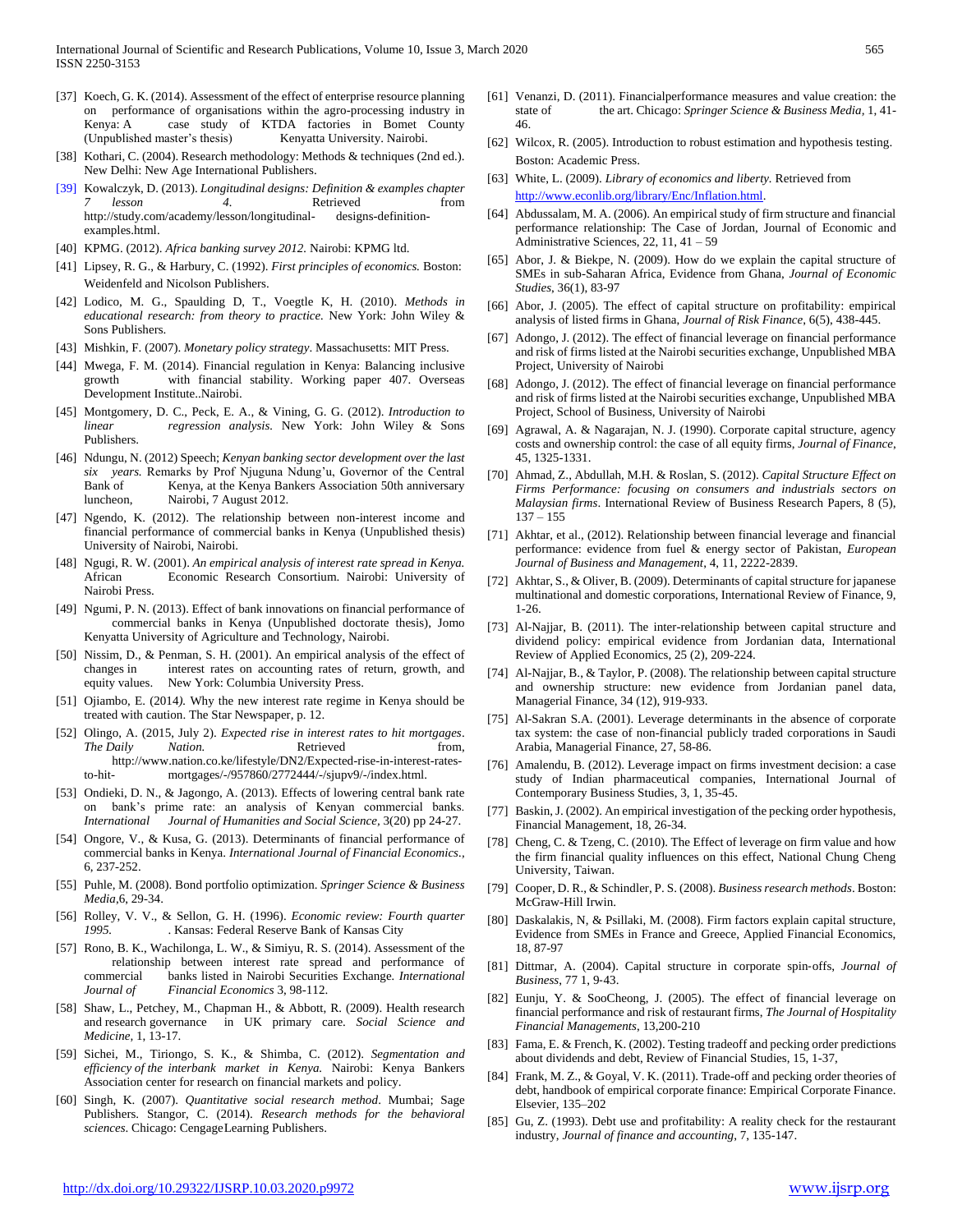[37] Koech, G. K. (2014). Assessment of the effect of enterprise resource planning on performance of organisations within the agro-processing industry in Kenya: A case study of KTDA factories in Bomet County (Unpublished master's thesis) Kenyatta University. Nairobi.

[38] Kothari, C. (2004). Research methodology: Methods & techniques (2nd ed.). New Delhi: New Age International Publishers.

[39] Kowalczyk, D. (2013). *Longitudinal designs: Definition & examples chapter 7 lesson 4*. Retrieved from http://study.com/academy/lesson/longitudinal- designs-definition-examples.html.

[40] KPMG. (2012). *Africa banking survey 2012.* Nairobi: KPMG ltd.

[41] Lipsey, R. G., & Harbury, C. (1992). *First principles of economics.* Boston: Weidenfeld and Nicolson Publishers.

[42] Lodico, M. G., Spaulding D, T., Voegtle K, H. (2010). *Methods in educational research: from theory to practice.* New York: John Wiley & Sons Publishers.

[43] Mishkin, F. (2007). *Monetary policy strategy*. Massachusetts: MIT Press.

[44] Mwega, F. M. (2014). Financial regulation in Kenya: Balancing inclusive growth with financial stability. Working paper 407. Overseas Development Institute..Nairobi.

[45] Montgomery, D. C., Peck, E. A., & Vining, G. G. (2012). *Introduction to linear regression analysis.* New York: John Wiley & Sons Publishers.

[46] Ndungu, N. (2012) Speech; *Kenyan banking sector development over the last six years.* Remarks by Prof Njuguna Ndung'u, Governor of the Central Bank of Kenya, at the Kenya Bankers Association 50th anniversary luncheon, Nairobi, 7 August 2012.

[47] Ngendo, K. (2012). The relationship between non-interest income and financial performance of commercial banks in Kenya (Unpublished thesis) University of Nairobi, Nairobi.

[48] Ngugi, R. W. (2001). *An empirical analysis of interest rate spread in Kenya.* African Economic Research Consortium. Nairobi: University of Nairobi Press.

[49] Ngumi, P. N. (2013). Effect of bank innovations on financial performance of commercial banks in Kenya (Unpublished doctorate thesis), Jomo Kenyatta University of Agriculture and Technology, Nairobi.

[50] Nissim, D., & Penman, S. H. (2001). An empirical analysis of the effect of changes in interest rates on accounting rates of return, growth, and equity values. New York: Columbia University Press.

[51] Ojiambo, E. (2014*).* Why the new interest rate regime in Kenya should be treated with caution. The Star Newspaper, p. 12.

[52] Olingo, A. (2015, July 2). *Expected rise in interest rates to hit mortgages*. *The Daily Nation.* Retrieved from, http://www.nation.co.ke/lifestyle/DN2/Expected-rise-in-interest-rates-to-hit- mortgages/-/957860/2772444/-/sjupv9/-/index.html.

[53] Ondieki, D. N., & Jagongo, A. (2013). Effects of lowering central bank rate on bank's prime rate: an analysis of Kenyan commercial banks. *International Journal of Humanities and Social Science,* 3(20) pp 24-27.

[54] Ongore, V., & Kusa, G. (2013). Determinants of financial performance of commercial banks in Kenya. *International Journal of Financial Economics.*, 6, 237-252.

[55] Puhle, M. (2008). Bond portfolio optimization. *Springer Science & Business Media*,6, 29-34.

[56] Rolley, V. V., & Sellon, G. H. (1996). *Economic review: Fourth quarter 1995.* . Kansas: Federal Reserve Bank of Kansas City

[57] Rono, B. K., Wachilonga, L. W., & Simiyu, R. S. (2014). Assessment of the relationship between interest rate spread and performance of commercial banks listed in Nairobi Securities Exchange. *International Journal of Financial Economics* 3, 98-112.

[58] Shaw, L., Petchey, M., Chapman H., & Abbott, R. (2009). Health research and research governance in UK primary care. *Social Science and Medicine,* 1, 13-17.

[59] Sichei, M., Tiriongo, S. K., & Shimba, C. (2012). *Segmentation and efficiency of the interbank market in Kenya.* Nairobi: Kenya Bankers Association center for research on financial markets and policy.

[60] Singh, K. (2007). *Quantitative social research method*. Mumbai; Sage Publishers. Stangor, C. (2014). *Research methods for the behavioral sciences.* Chicago: CengageLearning Publishers.

[61] Venanzi, D. (2011). Financialperformance measures and value creation: the state of the art. Chicago: *Springer Science & Business Media,* 1, 41-46.

[62] Wilcox, R. (2005). Introduction to robust estimation and hypothesis testing. Boston: Academic Press.

[63] White, L. (2009). *Library of economics and liberty.* Retrieved from http://www.econlib.org/library/Enc/Inflation.html.

[64] Abdussalam, M. A. (2006). An empirical study of firm structure and financial performance relationship: The Case of Jordan, Journal of Economic and Administrative Sciences, 22, 11, 41 – 59

[65] Abor, J. & Biekpe, N. (2009). How do we explain the capital structure of SMEs in sub-Saharan Africa, Evidence from Ghana, *Journal of Economic Studies*, 36(1), 83-97

[66] Abor, J. (2005). The effect of capital structure on profitability: empirical analysis of listed firms in Ghana, *Journal of Risk Finance*, 6(5), 438-445.

[67] Adongo, J. (2012). The effect of financial leverage on financial performance and risk of firms listed at the Nairobi securities exchange, Unpublished MBA Project, University of Nairobi

[68] Adongo, J. (2012). The effect of financial leverage on financial performance and risk of firms listed at the Nairobi securities exchange, Unpublished MBA Project, School of Business, University of Nairobi

[69] Agrawal, A. & Nagarajan, N. J. (1990). Corporate capital structure, agency costs and ownership control: the case of all equity firms, *Journal of Finance*, 45, 1325-1331.

[70] Ahmad, Z., Abdullah, M.H. & Roslan, S. (2012). *Capital Structure Effect on Firms Performance: focusing on consumers and industrials sectors on Malaysian firms*. International Review of Business Research Papers, 8 (5), 137 – 155

[71] Akhtar, et al., (2012). Relationship between financial leverage and financial performance: evidence from fuel & energy sector of Pakistan, *European Journal of Business and Management*, 4, 11, 2222-2839.

[72] Akhtar, S., & Oliver, B. (2009). Determinants of capital structure for japanese multinational and domestic corporations, International Review of Finance, 9, 1-26.

[73] Al-Najjar, B. (2011). The inter-relationship between capital structure and dividend policy: empirical evidence from Jordanian data, International Review of Applied Economics, 25 (2), 209-224.

[74] Al-Najjar, B., & Taylor, P. (2008). The relationship between capital structure and ownership structure: new evidence from Jordanian panel data, Managerial Finance, 34 (12), 919-933.

[75] Al-Sakran S.A. (2001). Leverage determinants in the absence of corporate tax system: the case of non-financial publicly traded corporations in Saudi Arabia, Managerial Finance, 27, 58-86.

[76] Amalendu, B. (2012). Leverage impact on firms investment decision: a case study of Indian pharmaceutical companies, International Journal of Contemporary Business Studies, 3, 1, 35-45.

[77] Baskin, J. (2002). An empirical investigation of the pecking order hypothesis, Financial Management, 18, 26-34.

[78] Cheng, C. & Tzeng, C. (2010). The Effect of leverage on firm value and how the firm financial quality influences on this effect, National Chung Cheng University, Taiwan.

[79] Cooper, D. R., & Schindler, P. S. (2008). *Business research methods*. Boston: McGraw-Hill Irwin.

[80] Daskalakis, N, & Psillaki, M. (2008). Firm factors explain capital structure, Evidence from SMEs in France and Greece, Applied Financial Economics, 18, 87-97

[81] Dittmar, A. (2004). Capital structure in corporate spin‐offs, *Journal of Business*, 77 1, 9-43.

[82] Eunju, Y. & SooCheong, J. (2005). The effect of financial leverage on financial performance and risk of restaurant firms, *The Journal of Hospitality Financial Managements*, 13,200-210

[83] Fama, E. & French, K. (2002). Testing tradeoff and pecking order predictions about dividends and debt, Review of Financial Studies, 15, 1-37,

[84] Frank, M. Z., & Goyal, V. K. (2011). Trade-off and pecking order theories of debt, handbook of empirical corporate finance: Empirical Corporate Finance. Elsevier, 135–202

[85] Gu, Z. (1993). Debt use and profitability: A reality check for the restaurant industry, *Journal of finance and accounting*, 7, 135-147.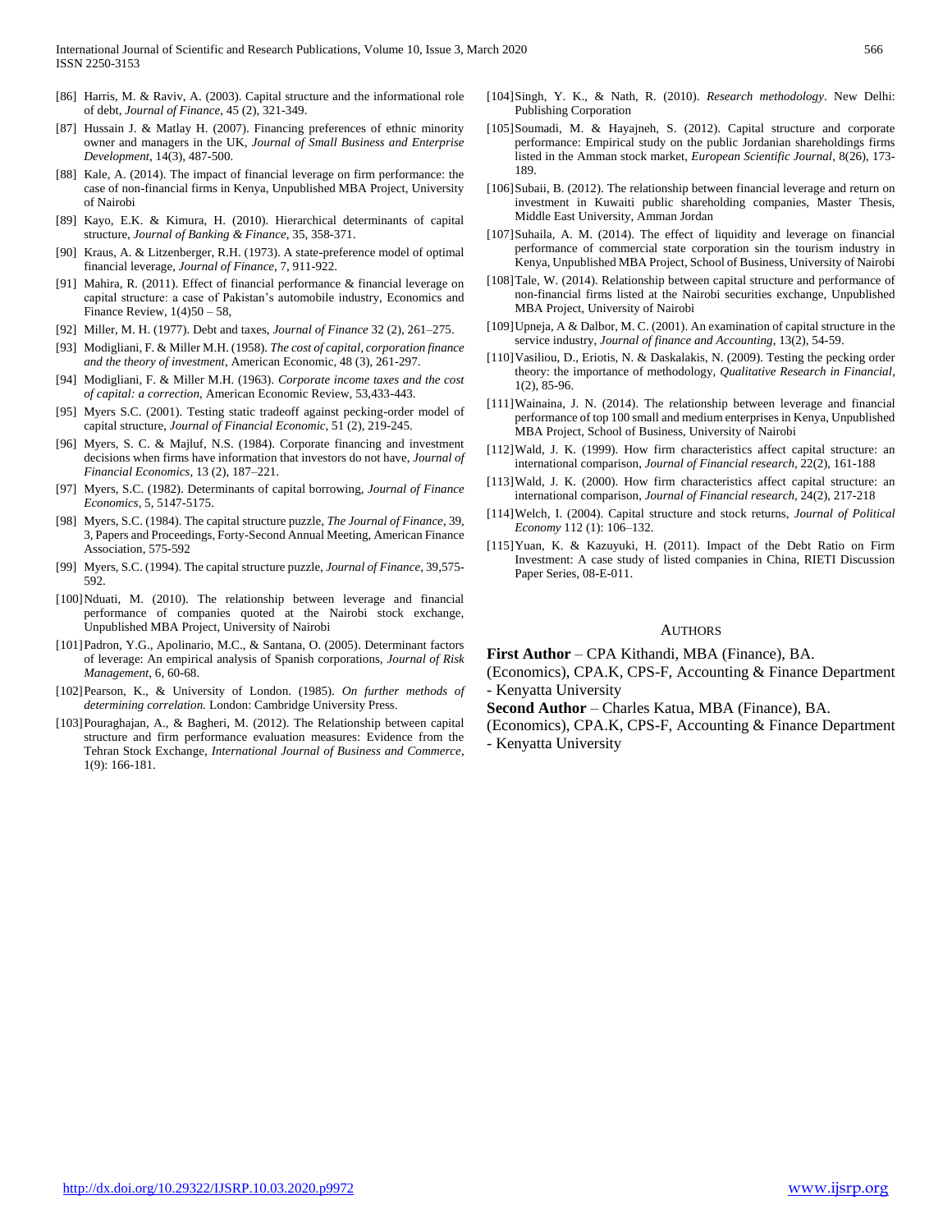[86] Harris, M. & Raviv, A. (2003). Capital structure and the informational role of debt, *Journal of Finance*, 45 (2), 321-349.

[87] Hussain J. & Matlay H. (2007). Financing preferences of ethnic minority owner and managers in the UK, *Journal of Small Business and Enterprise Development*, 14(3), 487-500.

[88] Kale, A. (2014). The impact of financial leverage on firm performance: the case of non-financial firms in Kenya, Unpublished MBA Project, University of Nairobi

[89] Kayo, E.K. & Kimura, H. (2010). Hierarchical determinants of capital structure, *Journal of Banking & Finance*, 35, 358-371.

[90] Kraus, A. & Litzenberger, R.H. (1973). A state-preference model of optimal financial leverage, *Journal of Finance*, 7, 911-922.

[91] Mahira, R. (2011). Effect of financial performance & financial leverage on capital structure: a case of Pakistan's automobile industry, Economics and Finance Review, 1(4)50 – 58,

[92] Miller, M. H. (1977). Debt and taxes, *Journal of Finance* 32 (2), 261–275.

[93] Modigliani, F. & Miller M.H. (1958). *The cost of capital, corporation finance and the theory of investment*, American Economic, 48 (3), 261-297.

[94] Modigliani, F. & Miller M.H. (1963). *Corporate income taxes and the cost of capital: a correction*, American Economic Review, 53,433-443.

[95] Myers S.C. (2001). Testing static tradeoff against pecking-order model of capital structure, *Journal of Financial Economic*, 51 (2), 219-245.

[96] Myers, S. C. & Majluf, N.S. (1984). Corporate financing and investment decisions when firms have information that investors do not have, *Journal of Financial Economics*, 13 (2), 187–221.

[97] Myers, S.C. (1982). Determinants of capital borrowing, *Journal of Finance Economics*, 5, 5147-5175.

[98] Myers, S.C. (1984). The capital structure puzzle, *The Journal of Finance*, 39, 3, Papers and Proceedings, Forty-Second Annual Meeting, American Finance Association, 575-592

[99] Myers, S.C. (1994). The capital structure puzzle, *Journal of Finance*, 39,575-592.

[100] Nduati, M. (2010). The relationship between leverage and financial performance of companies quoted at the Nairobi stock exchange, Unpublished MBA Project, University of Nairobi

[101] Padron, Y.G., Apolinario, M.C., & Santana, O. (2005). Determinant factors of leverage: An empirical analysis of Spanish corporations, *Journal of Risk Management*, 6, 60-68.

[102] Pearson, K., & University of London. (1985). *On further methods of determining correlation.* London: Cambridge University Press.

[103] Pouraghajan, A., & Bagheri, M. (2012). The Relationship between capital structure and firm performance evaluation measures: Evidence from the Tehran Stock Exchange, *International Journal of Business and Commerce*, 1(9): 166-181.

[104] Singh, Y. K., & Nath, R. (2010). *Research methodology*. New Delhi: Publishing Corporation

[105] Soumadi, M. & Hayajneh, S. (2012). Capital structure and corporate performance: Empirical study on the public Jordanian shareholdings firms listed in the Amman stock market, *European Scientific Journal*, 8(26), 173-189.

[106] Subaii, B. (2012). The relationship between financial leverage and return on investment in Kuwaiti public shareholding companies, Master Thesis, Middle East University, Amman Jordan

[107] Suhaila, A. M. (2014). The effect of liquidity and leverage on financial performance of commercial state corporation sin the tourism industry in Kenya, Unpublished MBA Project, School of Business, University of Nairobi

[108] Tale, W. (2014). Relationship between capital structure and performance of non-financial firms listed at the Nairobi securities exchange, Unpublished MBA Project, University of Nairobi

[109] Upneja, A & Dalbor, M. C. (2001). An examination of capital structure in the service industry, *Journal of finance and Accounting*, 13(2), 54-59.

[110] Vasiliou, D., Eriotis, N. & Daskalakis, N. (2009). Testing the pecking order theory: the importance of methodology, *Qualitative Research in Financial*, 1(2), 85-96.

[111] Wainaina, J. N. (2014). The relationship between leverage and financial performance of top 100 small and medium enterprises in Kenya, Unpublished MBA Project, School of Business, University of Nairobi

[112] Wald, J. K. (1999). How firm characteristics affect capital structure: an international comparison, *Journal of Financial research*, 22(2), 161-188

[113] Wald, J. K. (2000). How firm characteristics affect capital structure: an international comparison, *Journal of Financial research*, 24(2), 217-218

[114] Welch, I. (2004). Capital structure and stock returns, *Journal of Political Economy* 112 (1): 106–132.

[115] Yuan, K. & Kazuyuki, H. (2011). Impact of the Debt Ratio on Firm Investment: A case study of listed companies in China, RIETI Discussion Paper Series, 08-E-011.

## AUTHORS

**First Author** – CPA Kithandi, MBA (Finance), BA. (Economics), CPA.K, CPS-F, Accounting & Finance Department - Kenyatta University

**Second Author** – Charles Katua, MBA (Finance), BA. (Economics), CPA.K, CPS-F, Accounting & Finance Department - Kenyatta University